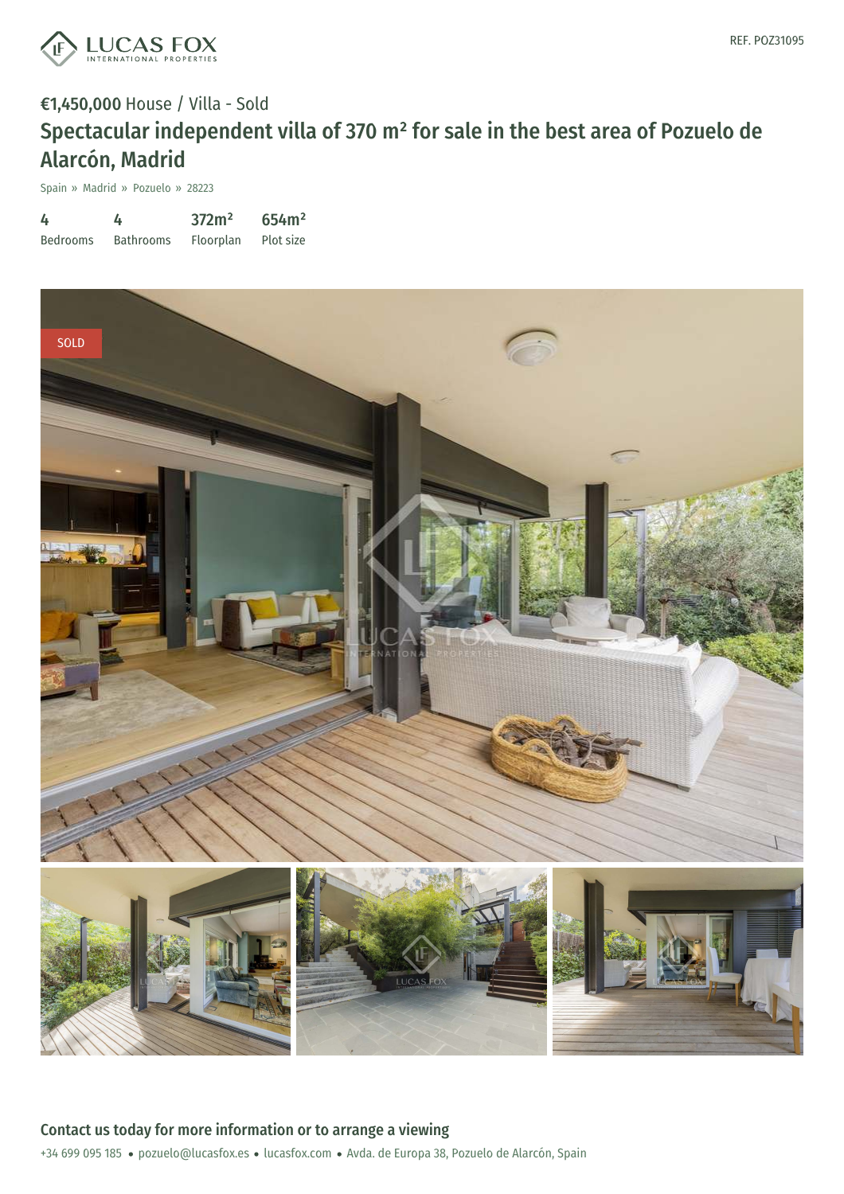REF. POZ31095

**€1,450,000** House / Villa - Sold

# Spectacular independent villa of 370 m² for sale in the best area of Pozuelo de Alarcón, Madrid

Spain » Madrid » Pozuelo » 28223

| 4 | 4 | 372m² | 654m² |
|---|---|---|---|
| Bedrooms | Bathrooms | Floorplan | Plot size |

## Contact us today for more information or to arrange a viewing

+34 699 095 185 • pozuelo@lucasfox.es • lucasfox.com • Avda. de Europa 38, Pozuelo de Alarcón, Spain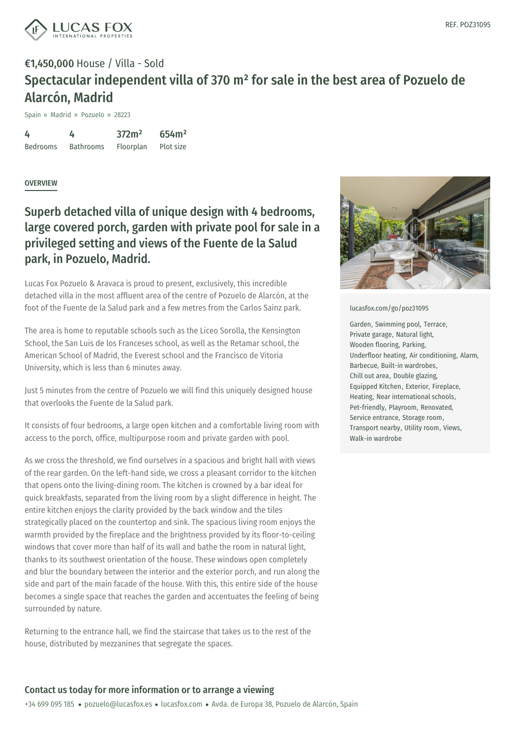REF. POZ31095

**€1,450,000** House / Villa - Sold

# Spectacular independent villa of 370 m² for sale in the best area of Pozuelo de Alarcón, Madrid

Spain » Madrid » Pozuelo » 28223

| 4 | 4 | 372m² | 654m² |
|---|---|---|---|
| Bedrooms | Bathrooms | Floorplan | Plot size |

OVERVIEW

## Superb detached villa of unique design with 4 bedrooms, large covered porch, garden with private pool for sale in a privileged setting and views of the Fuente de la Salud park, in Pozuelo, Madrid.

Lucas Fox Pozuelo & Aravaca is proud to present, exclusively, this incredible detached villa in the most affluent area of the centre of Pozuelo de Alarcón, at the foot of the Fuente de la Salud park and a few metres from the Carlos Sainz park.

The area is home to reputable schools such as the Liceo Sorolla, the Kensington School, the San Luis de los Franceses school, as well as the Retamar school, the American School of Madrid, the Everest school and the Francisco de Vitoria University, which is less than 6 minutes away.

Just 5 minutes from the centre of Pozuelo we will find this uniquely designed house that overlooks the Fuente de la Salud park.

It consists of four bedrooms, a large open kitchen and a comfortable living room with access to the porch, office, multipurpose room and private garden with pool.

As we cross the threshold, we find ourselves in a spacious and bright hall with views of the rear garden. On the left-hand side, we cross a pleasant corridor to the kitchen that opens onto the living-dining room. The kitchen is crowned by a bar ideal for quick breakfasts, separated from the living room by a slight difference in height. The entire kitchen enjoys the clarity provided by the back window and the tiles strategically placed on the countertop and sink. The spacious living room enjoys the warmth provided by the fireplace and the brightness provided by its floor-to-ceiling windows that cover more than half of its wall and bathe the room in natural light, thanks to its southwest orientation of the house. These windows open completely and blur the boundary between the interior and the exterior porch, and run along the side and part of the main facade of the house. With this, this entire side of the house becomes a single space that reaches the garden and accentuates the feeling of being surrounded by nature.

Returning to the entrance hall, we find the staircase that takes us to the rest of the house, distributed by mezzanines that segregate the spaces.

lucasfox.com/go/poz31095

Garden, Swimming pool, Terrace, Private garage, Natural light, Wooden flooring, Parking, Underfloor heating, Air conditioning, Alarm, Barbecue, Built-in wardrobes, Chill out area, Double glazing, Equipped Kitchen, Exterior, Fireplace, Heating, Near international schools, Pet-friendly, Playroom, Renovated, Service entrance, Storage room, Transport nearby, Utility room, Views, Walk-in wardrobe

**Contact us today for more information or to arrange a viewing**

+34 699 095 185 • pozuelo@lucasfox.es • lucasfox.com • Avda. de Europa 38, Pozuelo de Alarcón, Spain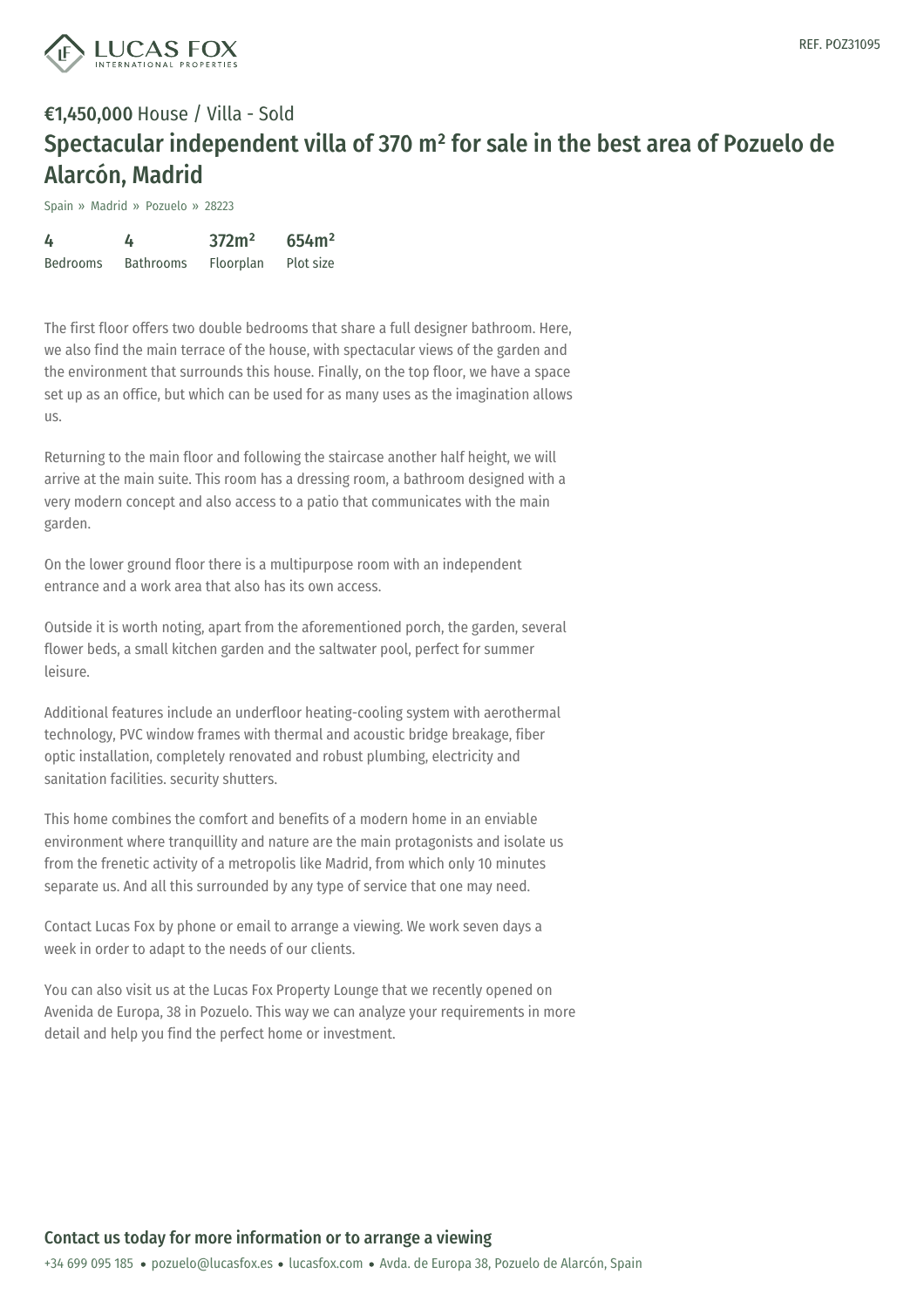**€1,450,000** House / Villa - Sold

# Spectacular independent villa of 370 m² for sale in the best area of Pozuelo de Alarcón, Madrid

Spain » Madrid » Pozuelo » 28223

| 4 | 4 | 372m² | 654m² |
|---|---|---|---|
| Bedrooms | Bathrooms | Floorplan | Plot size |

The first floor offers two double bedrooms that share a full designer bathroom. Here, we also find the main terrace of the house, with spectacular views of the garden and the environment that surrounds this house. Finally, on the top floor, we have a space set up as an office, but which can be used for as many uses as the imagination allows us.

Returning to the main floor and following the staircase another half height, we will arrive at the main suite. This room has a dressing room, a bathroom designed with a very modern concept and also access to a patio that communicates with the main garden.

On the lower ground floor there is a multipurpose room with an independent entrance and a work area that also has its own access.

Outside it is worth noting, apart from the aforementioned porch, the garden, several flower beds, a small kitchen garden and the saltwater pool, perfect for summer leisure.

Additional features include an underfloor heating-cooling system with aerothermal technology, PVC window frames with thermal and acoustic bridge breakage, fiber optic installation, completely renovated and robust plumbing, electricity and sanitation facilities. security shutters.

This home combines the comfort and benefits of a modern home in an enviable environment where tranquillity and nature are the main protagonists and isolate us from the frenetic activity of a metropolis like Madrid, from which only 10 minutes separate us. And all this surrounded by any type of service that one may need.

Contact Lucas Fox by phone or email to arrange a viewing. We work seven days a week in order to adapt to the needs of our clients.

You can also visit us at the Lucas Fox Property Lounge that we recently opened on Avenida de Europa, 38 in Pozuelo. This way we can analyze your requirements in more detail and help you find the perfect home or investment.

## Contact us today for more information or to arrange a viewing

+34 699 095 185 • pozuelo@lucasfox.es • lucasfox.com • Avda. de Europa 38, Pozuelo de Alarcón, Spain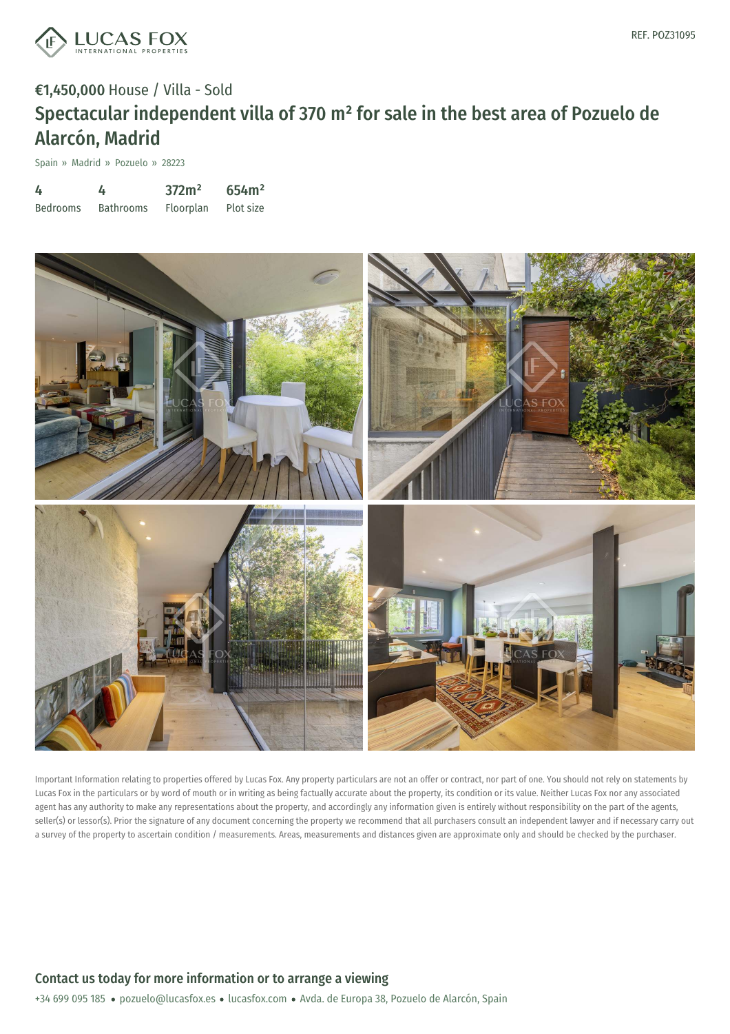REF. POZ31095

€1,450,000 House / Villa - Sold

# Spectacular independent villa of 370 m² for sale in the best area of Pozuelo de Alarcón, Madrid

Spain » Madrid » Pozuelo » 28223

| 4 | 4 | 372m² | 654m² |
|---|---|---|---|
| Bedrooms | Bathrooms | Floorplan | Plot size |

Important Information relating to properties offered by Lucas Fox. Any property particulars are not an offer or contract, nor part of one. You should not rely on statements by Lucas Fox in the particulars or by word of mouth or in writing as being factually accurate about the property, its condition or its value. Neither Lucas Fox nor any associated agent has any authority to make any representations about the property, and accordingly any information given is entirely without responsibility on the part of the agents, seller(s) or lessor(s). Prior the signature of any document concerning the property we recommend that all purchasers consult an independent lawyer and if necessary carry out a survey of the property to ascertain condition / measurements. Areas, measurements and distances given are approximate only and should be checked by the purchaser.

## Contact us today for more information or to arrange a viewing

+34 699 095 185 • pozuelo@lucasfox.es • lucasfox.com • Avda. de Europa 38, Pozuelo de Alarcón, Spain